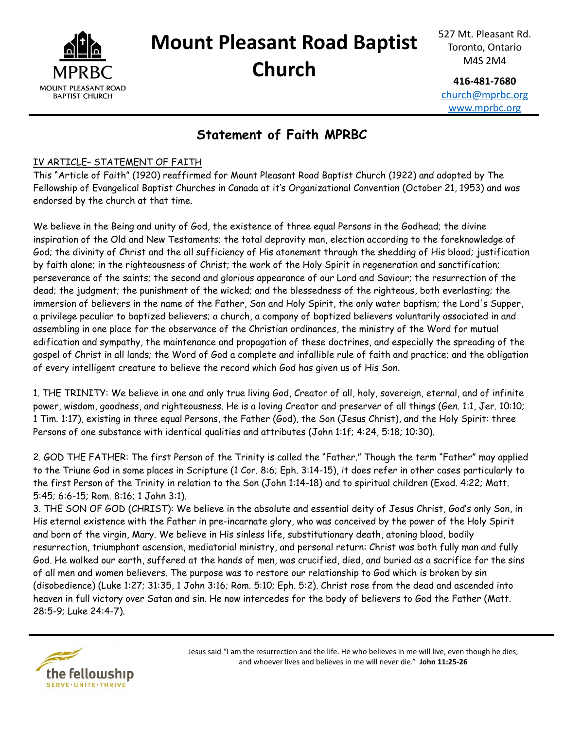# Mount Pleasant Road Baptist Church

527 Mt. Pleasant Rd.
Toronto, Ontario
M4S 2M4

**416-481-7680**
church@mprbc.org
www.mprbc.org

## Statement of Faith MPRBC

IV ARTICLE– STATEMENT OF FAITH

This "Article of Faith" (1920) reaffirmed for Mount Pleasant Road Baptist Church (1922) and adopted by The Fellowship of Evangelical Baptist Churches in Canada at it's Organizational Convention (October 21, 1953) and was endorsed by the church at that time.

We believe in the Being and unity of God, the existence of three equal Persons in the Godhead; the divine inspiration of the Old and New Testaments; the total depravity man, election according to the foreknowledge of God; the divinity of Christ and the all sufficiency of His atonement through the shedding of His blood; justification by faith alone; in the righteousness of Christ; the work of the Holy Spirit in regeneration and sanctification; perseverance of the saints; the second and glorious appearance of our Lord and Saviour; the resurrection of the dead; the judgment; the punishment of the wicked; and the blessedness of the righteous, both everlasting; the immersion of believers in the name of the Father, Son and Holy Spirit, the only water baptism; the Lord's Supper, a privilege peculiar to baptized believers; a church, a company of baptized believers voluntarily associated in and assembling in one place for the observance of the Christian ordinances, the ministry of the Word for mutual edification and sympathy, the maintenance and propagation of these doctrines, and especially the spreading of the gospel of Christ in all lands; the Word of God a complete and infallible rule of faith and practice; and the obligation of every intelligent creature to believe the record which God has given us of His Son.

1. THE TRINITY: We believe in one and only true living God, Creator of all, holy, sovereign, eternal, and of infinite power, wisdom, goodness, and righteousness. He is a loving Creator and preserver of all things (Gen. 1:1, Jer. 10:10; 1 Tim. 1:17), existing in three equal Persons, the Father (God), the Son (Jesus Christ), and the Holy Spirit: three Persons of one substance with identical qualities and attributes (John 1:1f; 4:24, 5:18; 10:30).

2. GOD THE FATHER: The first Person of the Trinity is called the "Father." Though the term "Father" may applied to the Triune God in some places in Scripture (1 Cor. 8:6; Eph. 3:14-15), it does refer in other cases particularly to the first Person of the Trinity in relation to the Son (John 1:14-18) and to spiritual children (Exod. 4:22; Matt. 5:45; 6:6-15; Rom. 8:16; 1 John 3:1).

3. THE SON OF GOD (CHRIST): We believe in the absolute and essential deity of Jesus Christ, God's only Son, in His eternal existence with the Father in pre-incarnate glory, who was conceived by the power of the Holy Spirit and born of the virgin, Mary. We believe in His sinless life, substitutionary death, atoning blood, bodily resurrection, triumphant ascension, mediatorial ministry, and personal return: Christ was both fully man and fully God. He walked our earth, suffered at the hands of men, was crucified, died, and buried as a sacrifice for the sins of all men and women believers. The purpose was to restore our relationship to God which is broken by sin (disobedience) (Luke 1:27; 31:35, 1 John 3:16; Rom. 5:10; Eph. 5:2). Christ rose from the dead and ascended into heaven in full victory over Satan and sin. He now intercedes for the body of believers to God the Father (Matt. 28:5-9; Luke 24:4-7).

Jesus said "I am the resurrection and the life. He who believes in me will live, even though he dies; and whoever lives and believes in me will never die." **John 11:25-26**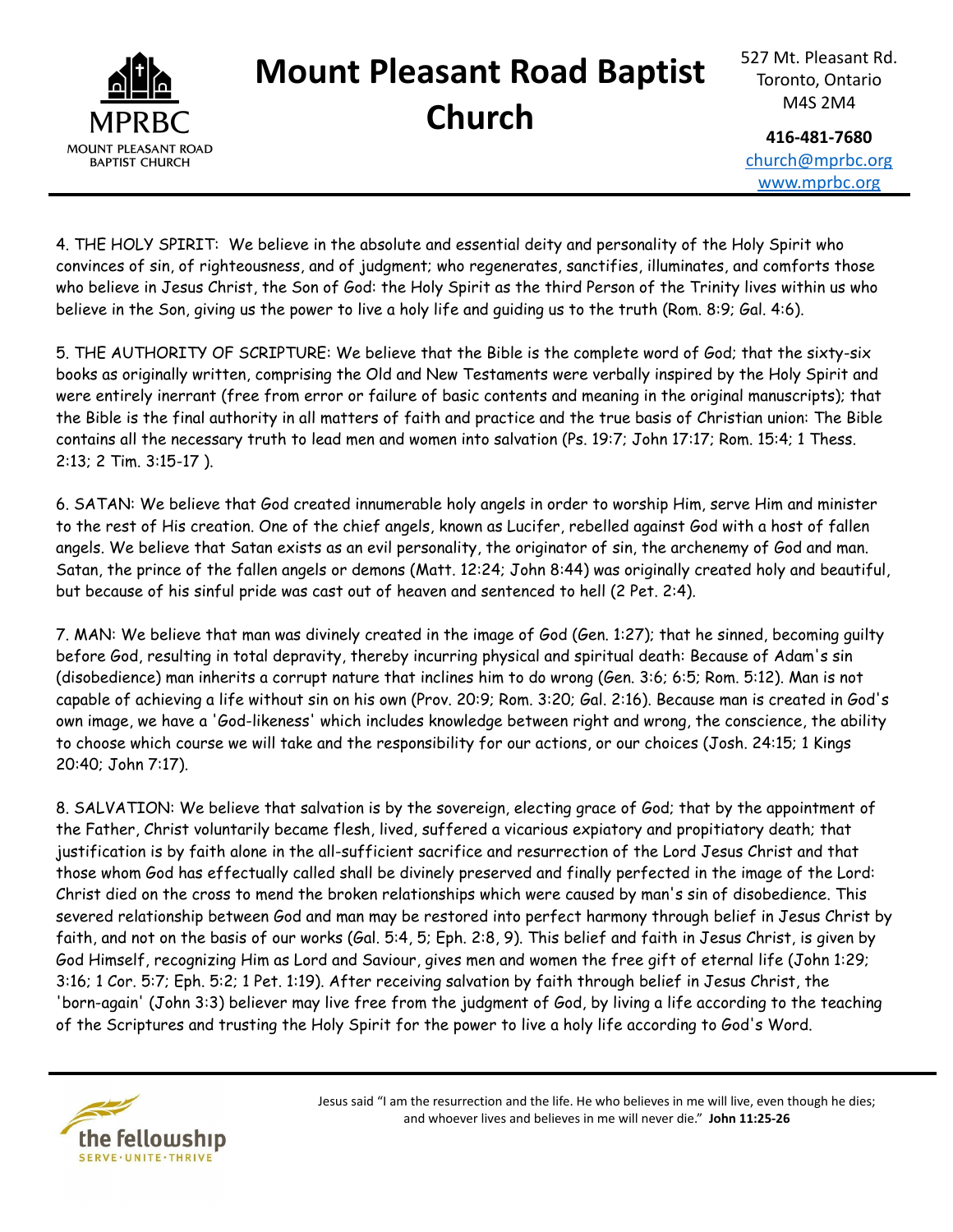4. THE HOLY SPIRIT: We believe in the absolute and essential deity and personality of the Holy Spirit who convinces of sin, of righteousness, and of judgment; who regenerates, sanctifies, illuminates, and comforts those who believe in Jesus Christ, the Son of God: the Holy Spirit as the third Person of the Trinity lives within us who believe in the Son, giving us the power to live a holy life and guiding us to the truth (Rom. 8:9; Gal. 4:6).

5. THE AUTHORITY OF SCRIPTURE: We believe that the Bible is the complete word of God; that the sixty-six books as originally written, comprising the Old and New Testaments were verbally inspired by the Holy Spirit and were entirely inerrant (free from error or failure of basic contents and meaning in the original manuscripts); that the Bible is the final authority in all matters of faith and practice and the true basis of Christian union: The Bible contains all the necessary truth to lead men and women into salvation (Ps. 19:7; John 17:17; Rom. 15:4; 1 Thess. 2:13; 2 Tim. 3:15-17 ).

6. SATAN: We believe that God created innumerable holy angels in order to worship Him, serve Him and minister to the rest of His creation. One of the chief angels, known as Lucifer, rebelled against God with a host of fallen angels. We believe that Satan exists as an evil personality, the originator of sin, the archenemy of God and man. Satan, the prince of the fallen angels or demons (Matt. 12:24; John 8:44) was originally created holy and beautiful, but because of his sinful pride was cast out of heaven and sentenced to hell (2 Pet. 2:4).

7. MAN: We believe that man was divinely created in the image of God (Gen. 1:27); that he sinned, becoming guilty before God, resulting in total depravity, thereby incurring physical and spiritual death: Because of Adam's sin (disobedience) man inherits a corrupt nature that inclines him to do wrong (Gen. 3:6; 6:5; Rom. 5:12). Man is not capable of achieving a life without sin on his own (Prov. 20:9; Rom. 3:20; Gal. 2:16). Because man is created in God's own image, we have a 'God-likeness' which includes knowledge between right and wrong, the conscience, the ability to choose which course we will take and the responsibility for our actions, or our choices (Josh. 24:15; 1 Kings 20:40; John 7:17).

8. SALVATION: We believe that salvation is by the sovereign, electing grace of God; that by the appointment of the Father, Christ voluntarily became flesh, lived, suffered a vicarious expiatory and propitiatory death; that justification is by faith alone in the all-sufficient sacrifice and resurrection of the Lord Jesus Christ and that those whom God has effectually called shall be divinely preserved and finally perfected in the image of the Lord: Christ died on the cross to mend the broken relationships which were caused by man's sin of disobedience. This severed relationship between God and man may be restored into perfect harmony through belief in Jesus Christ by faith, and not on the basis of our works (Gal. 5:4, 5; Eph. 2:8, 9). This belief and faith in Jesus Christ, is given by God Himself, recognizing Him as Lord and Saviour, gives men and women the free gift of eternal life (John 1:29; 3:16; 1 Cor. 5:7; Eph. 5:2; 1 Pet. 1:19). After receiving salvation by faith through belief in Jesus Christ, the 'born-again' (John 3:3) believer may live free from the judgment of God, by living a life according to the teaching of the Scriptures and trusting the Holy Spirit for the power to live a holy life according to God's Word.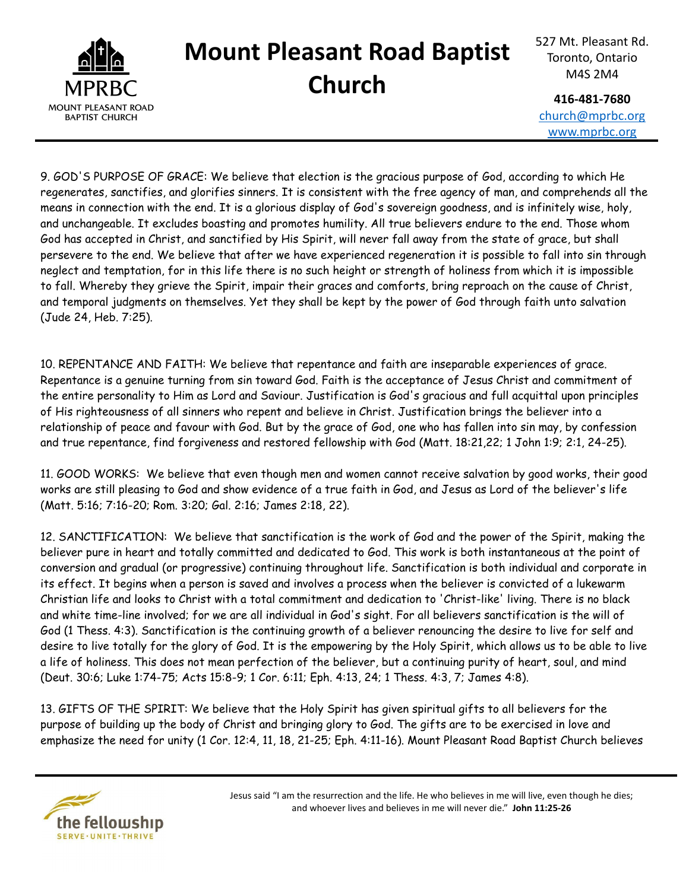9. GOD'S PURPOSE OF GRACE: We believe that election is the gracious purpose of God, according to which He regenerates, sanctifies, and glorifies sinners. It is consistent with the free agency of man, and comprehends all the means in connection with the end. It is a glorious display of God's sovereign goodness, and is infinitely wise, holy, and unchangeable. It excludes boasting and promotes humility. All true believers endure to the end. Those whom God has accepted in Christ, and sanctified by His Spirit, will never fall away from the state of grace, but shall persevere to the end. We believe that after we have experienced regeneration it is possible to fall into sin through neglect and temptation, for in this life there is no such height or strength of holiness from which it is impossible to fall. Whereby they grieve the Spirit, impair their graces and comforts, bring reproach on the cause of Christ, and temporal judgments on themselves. Yet they shall be kept by the power of God through faith unto salvation (Jude 24, Heb. 7:25).

10. REPENTANCE AND FAITH: We believe that repentance and faith are inseparable experiences of grace. Repentance is a genuine turning from sin toward God. Faith is the acceptance of Jesus Christ and commitment of the entire personality to Him as Lord and Saviour. Justification is God's gracious and full acquittal upon principles of His righteousness of all sinners who repent and believe in Christ. Justification brings the believer into a relationship of peace and favour with God. But by the grace of God, one who has fallen into sin may, by confession and true repentance, find forgiveness and restored fellowship with God (Matt. 18:21,22; 1 John 1:9; 2:1, 24-25).

11. GOOD WORKS: We believe that even though men and women cannot receive salvation by good works, their good works are still pleasing to God and show evidence of a true faith in God, and Jesus as Lord of the believer's life (Matt. 5:16; 7:16-20; Rom. 3:20; Gal. 2:16; James 2:18, 22).

12. SANCTIFICATION: We believe that sanctification is the work of God and the power of the Spirit, making the believer pure in heart and totally committed and dedicated to God. This work is both instantaneous at the point of conversion and gradual (or progressive) continuing throughout life. Sanctification is both individual and corporate in its effect. It begins when a person is saved and involves a process when the believer is convicted of a lukewarm Christian life and looks to Christ with a total commitment and dedication to 'Christ-like' living. There is no black and white time-line involved; for we are all individual in God's sight. For all believers sanctification is the will of God (1 Thess. 4:3). Sanctification is the continuing growth of a believer renouncing the desire to live for self and desire to live totally for the glory of God. It is the empowering by the Holy Spirit, which allows us to be able to live a life of holiness. This does not mean perfection of the believer, but a continuing purity of heart, soul, and mind (Deut. 30:6; Luke 1:74-75; Acts 15:8-9; 1 Cor. 6:11; Eph. 4:13, 24; 1 Thess. 4:3, 7; James 4:8).

13. GIFTS OF THE SPIRIT: We believe that the Holy Spirit has given spiritual gifts to all believers for the purpose of building up the body of Christ and bringing glory to God. The gifts are to be exercised in love and emphasize the need for unity (1 Cor. 12:4, 11, 18, 21-25; Eph. 4:11-16). Mount Pleasant Road Baptist Church believes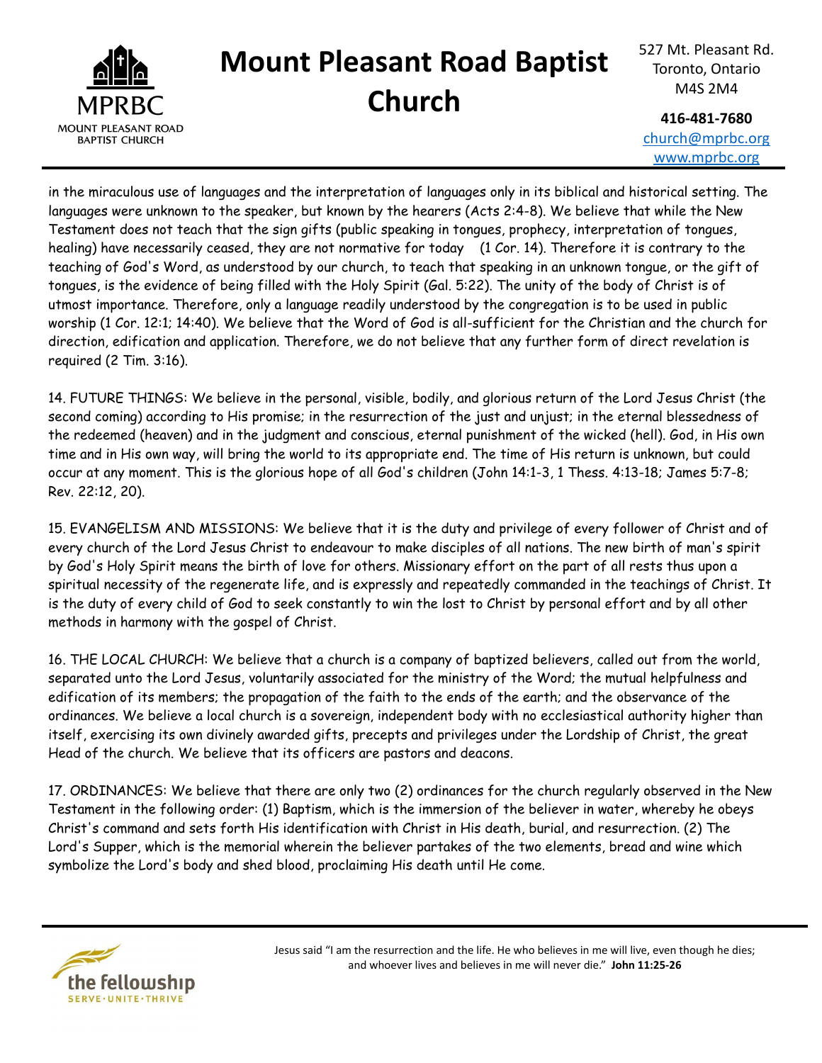in the miraculous use of languages and the interpretation of languages only in its biblical and historical setting. The languages were unknown to the speaker, but known by the hearers (Acts 2:4-8). We believe that while the New Testament does not teach that the sign gifts (public speaking in tongues, prophecy, interpretation of tongues, healing) have necessarily ceased, they are not normative for today (1 Cor. 14). Therefore it is contrary to the teaching of God's Word, as understood by our church, to teach that speaking in an unknown tongue, or the gift of tongues, is the evidence of being filled with the Holy Spirit (Gal. 5:22). The unity of the body of Christ is of utmost importance. Therefore, only a language readily understood by the congregation is to be used in public worship (1 Cor. 12:1; 14:40). We believe that the Word of God is all-sufficient for the Christian and the church for direction, edification and application. Therefore, we do not believe that any further form of direct revelation is required (2 Tim. 3:16).

14. FUTURE THINGS: We believe in the personal, visible, bodily, and glorious return of the Lord Jesus Christ (the second coming) according to His promise; in the resurrection of the just and unjust; in the eternal blessedness of the redeemed (heaven) and in the judgment and conscious, eternal punishment of the wicked (hell). God, in His own time and in His own way, will bring the world to its appropriate end. The time of His return is unknown, but could occur at any moment. This is the glorious hope of all God's children (John 14:1-3, 1 Thess. 4:13-18; James 5:7-8; Rev. 22:12, 20).

15. EVANGELISM AND MISSIONS: We believe that it is the duty and privilege of every follower of Christ and of every church of the Lord Jesus Christ to endeavour to make disciples of all nations. The new birth of man's spirit by God's Holy Spirit means the birth of love for others. Missionary effort on the part of all rests thus upon a spiritual necessity of the regenerate life, and is expressly and repeatedly commanded in the teachings of Christ. It is the duty of every child of God to seek constantly to win the lost to Christ by personal effort and by all other methods in harmony with the gospel of Christ.

16. THE LOCAL CHURCH: We believe that a church is a company of baptized believers, called out from the world, separated unto the Lord Jesus, voluntarily associated for the ministry of the Word; the mutual helpfulness and edification of its members; the propagation of the faith to the ends of the earth; and the observance of the ordinances. We believe a local church is a sovereign, independent body with no ecclesiastical authority higher than itself, exercising its own divinely awarded gifts, precepts and privileges under the Lordship of Christ, the great Head of the church. We believe that its officers are pastors and deacons.

17. ORDINANCES: We believe that there are only two (2) ordinances for the church regularly observed in the New Testament in the following order: (1) Baptism, which is the immersion of the believer in water, whereby he obeys Christ's command and sets forth His identification with Christ in His death, burial, and resurrection. (2) The Lord's Supper, which is the memorial wherein the believer partakes of the two elements, bread and wine which symbolize the Lord's body and shed blood, proclaiming His death until He come.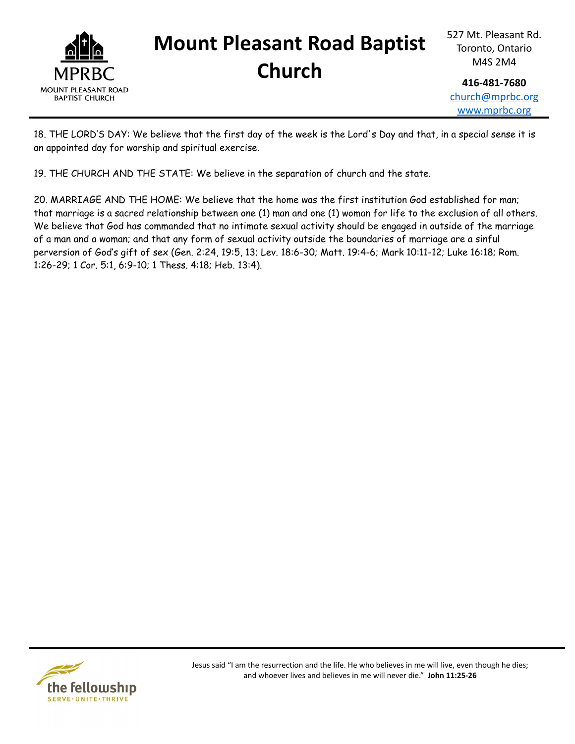18. THE LORD'S DAY: We believe that the first day of the week is the Lord's Day and that, in a special sense it is an appointed day for worship and spiritual exercise.

19. THE CHURCH AND THE STATE: We believe in the separation of church and the state.

20. MARRIAGE AND THE HOME: We believe that the home was the first institution God established for man; that marriage is a sacred relationship between one (1) man and one (1) woman for life to the exclusion of all others. We believe that God has commanded that no intimate sexual activity should be engaged in outside of the marriage of a man and a woman; and that any form of sexual activity outside the boundaries of marriage are a sinful perversion of God's gift of sex (Gen. 2:24, 19:5, 13; Lev. 18:6-30; Matt. 19:4-6; Mark 10:11-12; Luke 16:18; Rom. 1:26-29; 1 Cor. 5:1, 6:9-10; 1 Thess. 4:18; Heb. 13:4).